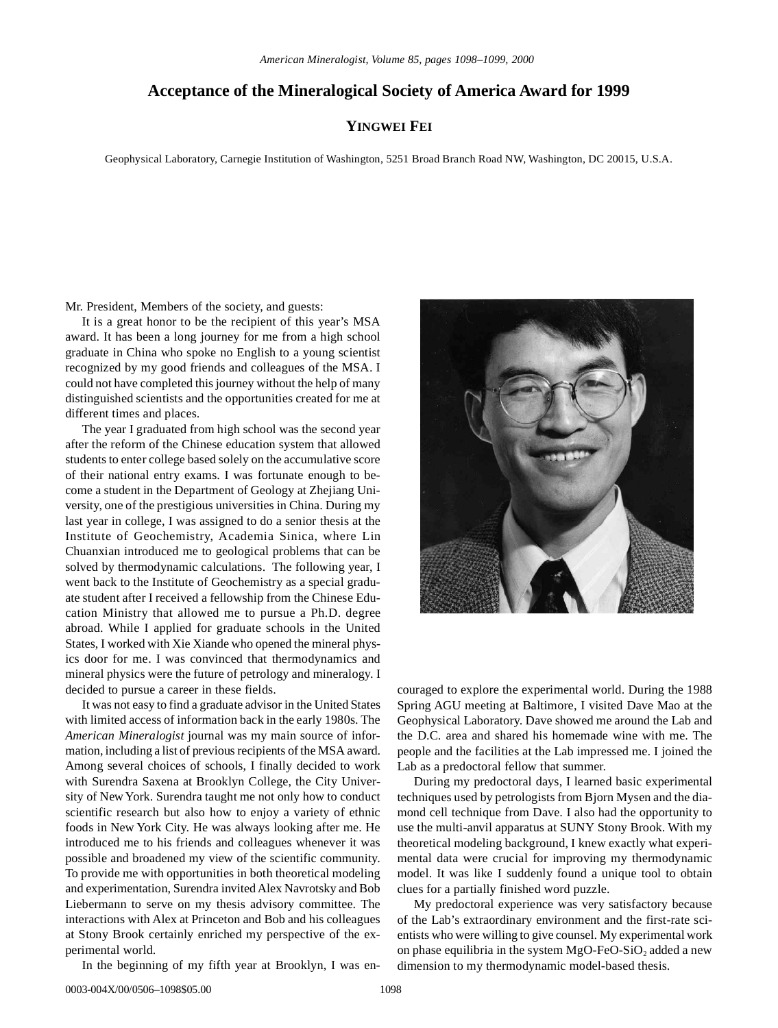# Acceptance of the Mineralogical Society of America Award for 1999

## YINGWEI FEI

Geophysical Laboratory, Carnegie Institution of Washington, 5251 Broad Branch Road NW, Washington, DC 20015, U.S.A.

Mr. President, Members of the society, and guests:

It is a great honor to be the recipient of this year's MSA award. It has been a long journey for me from a high school graduate in China who spoke no English to a young scientist recognized by my good friends and colleagues of the MSA. I could not have completed this journey without the help of many distinguished scientists and the opportunities created for me at different times and places.

The year I graduated from high school was the second year after the reform of the Chinese education system that allowed students to enter college based solely on the accumulative score of their national entry exams. I was fortunate enough to become a student in the Department of Geology at Zhejiang University, one of the prestigious universities in China. During my last year in college, I was assigned to do a senior thesis at the Institute of Geochemistry, Academia Sinica, where Lin Chuanxian introduced me to geological problems that can be solved by thermodynamic calculations. The following year, I went back to the Institute of Geochemistry as a special graduate student after I received a fellowship from the Chinese Education Ministry that allowed me to pursue a Ph.D. degree abroad. While I applied for graduate schools in the United States, I worked with Xie Xiande who opened the mineral physics door for me. I was convinced that thermodynamics and mineral physics were the future of petrology and mineralogy. I decided to pursue a career in these fields.

It was not easy to find a graduate advisor in the United States with limited access of information back in the early 1980s. The *American Mineralogist* journal was my main source of information, including a list of previous recipients of the MSA award. Among several choices of schools, I finally decided to work with Surendra Saxena at Brooklyn College, the City University of New York. Surendra taught me not only how to conduct scientific research but also how to enjoy a variety of ethnic foods in New York City. He was always looking after me. He introduced me to his friends and colleagues whenever it was possible and broadened my view of the scientific community. To provide me with opportunities in both theoretical modeling and experimentation, Surendra invited Alex Navrotsky and Bob Liebermann to serve on my thesis advisory committee. The interactions with Alex at Princeton and Bob and his colleagues at Stony Brook certainly enriched my perspective of the experimental world.

In the beginning of my fifth year at Brooklyn, I was encouraged to explore the experimental world. During the 1988 Spring AGU meeting at Baltimore, I visited Dave Mao at the Geophysical Laboratory. Dave showed me around the Lab and the D.C. area and shared his homemade wine with me. The people and the facilities at the Lab impressed me. I joined the Lab as a predoctoral fellow that summer.

During my predoctoral days, I learned basic experimental techniques used by petrologists from Bjorn Mysen and the diamond cell technique from Dave. I also had the opportunity to use the multi-anvil apparatus at SUNY Stony Brook. With my theoretical modeling background, I knew exactly what experimental data were crucial for improving my thermodynamic model. It was like I suddenly found a unique tool to obtain clues for a partially finished word puzzle.

My predoctoral experience was very satisfactory because of the Lab's extraordinary environment and the first-rate scientists who were willing to give counsel. My experimental work on phase equilibria in the system $MgO$-$FeO$-$SiO_2$ added a new dimension to my thermodynamic model-based thesis.

0003-004X/00/0506–1098$05.00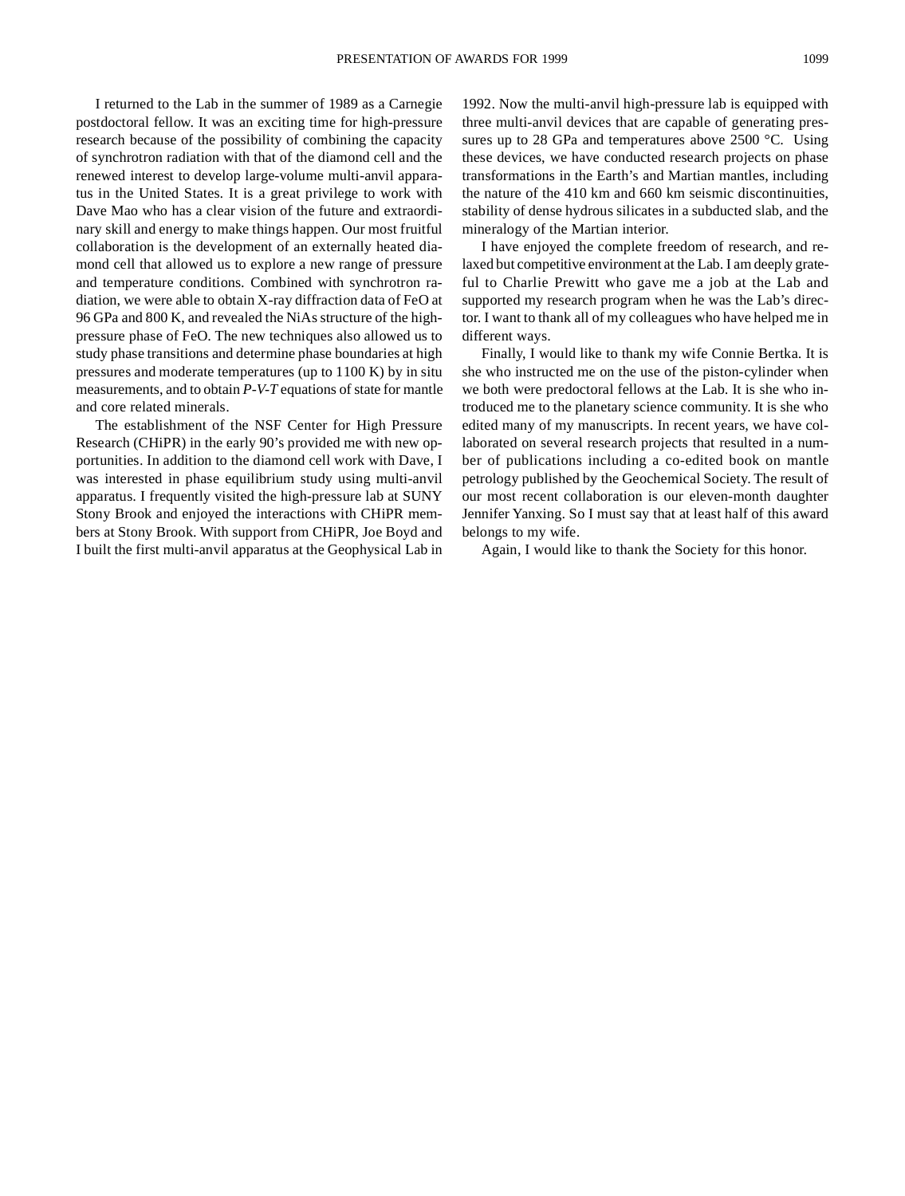I returned to the Lab in the summer of 1989 as a Carnegie postdoctoral fellow. It was an exciting time for high-pressure research because of the possibility of combining the capacity of synchrotron radiation with that of the diamond cell and the renewed interest to develop large-volume multi-anvil apparatus in the United States. It is a great privilege to work with Dave Mao who has a clear vision of the future and extraordinary skill and energy to make things happen. Our most fruitful collaboration is the development of an externally heated diamond cell that allowed us to explore a new range of pressure and temperature conditions. Combined with synchrotron radiation, we were able to obtain X-ray diffraction data of FeO at 96 GPa and 800 K, and revealed the NiAs structure of the high-pressure phase of FeO. The new techniques also allowed us to study phase transitions and determine phase boundaries at high pressures and moderate temperatures (up to 1100 K) by in situ measurements, and to obtain *P-V-T* equations of state for mantle and core related minerals.

The establishment of the NSF Center for High Pressure Research (CHiPR) in the early 90's provided me with new opportunities. In addition to the diamond cell work with Dave, I was interested in phase equilibrium study using multi-anvil apparatus. I frequently visited the high-pressure lab at SUNY Stony Brook and enjoyed the interactions with CHiPR members at Stony Brook. With support from CHiPR, Joe Boyd and I built the first multi-anvil apparatus at the Geophysical Lab in 1992. Now the multi-anvil high-pressure lab is equipped with three multi-anvil devices that are capable of generating pressures up to 28 GPa and temperatures above 2500 °C. Using these devices, we have conducted research projects on phase transformations in the Earth's and Martian mantles, including the nature of the 410 km and 660 km seismic discontinuities, stability of dense hydrous silicates in a subducted slab, and the mineralogy of the Martian interior.

I have enjoyed the complete freedom of research, and relaxed but competitive environment at the Lab. I am deeply grateful to Charlie Prewitt who gave me a job at the Lab and supported my research program when he was the Lab's director. I want to thank all of my colleagues who have helped me in different ways.

Finally, I would like to thank my wife Connie Bertka. It is she who instructed me on the use of the piston-cylinder when we both were predoctoral fellows at the Lab. It is she who introduced me to the planetary science community. It is she who edited many of my manuscripts. In recent years, we have collaborated on several research projects that resulted in a number of publications including a co-edited book on mantle petrology published by the Geochemical Society. The result of our most recent collaboration is our eleven-month daughter Jennifer Yanxing. So I must say that at least half of this award belongs to my wife.

Again, I would like to thank the Society for this honor.